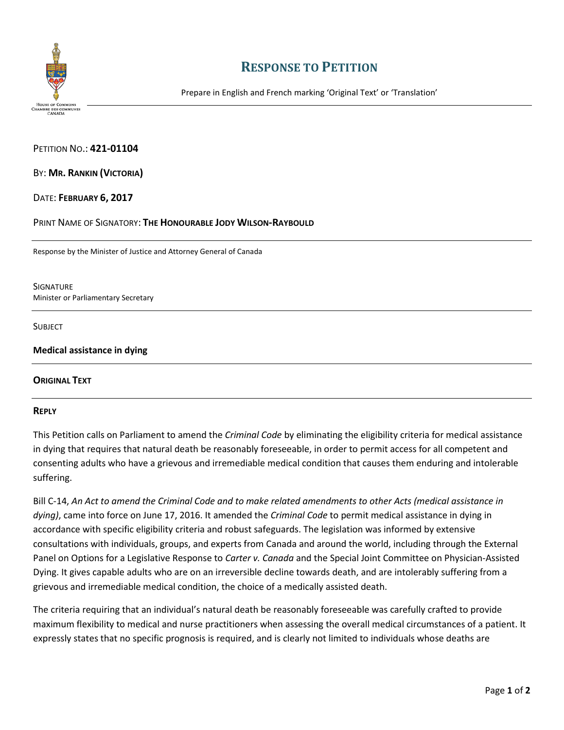# RESPONSE TO PETITION

Prepare in English and French marking 'Original Text' or 'Translation'

PETITION NO.: **421-01104**

BY: **MR. RANKIN (VICTORIA)**

DATE: **FEBRUARY 6, 2017**

PRINT NAME OF SIGNATORY: **THE HONOURABLE JODY WILSON-RAYBOULD**

---

Response by the Minister of Justice and Attorney General of Canada

SIGNATURE
Minister or Parliamentary Secretary

---

SUBJECT

**Medical assistance in dying**

---

**ORIGINAL TEXT**

---

**REPLY**

This Petition calls on Parliament to amend the *Criminal Code* by eliminating the eligibility criteria for medical assistance in dying that requires that natural death be reasonably foreseeable, in order to permit access for all competent and consenting adults who have a grievous and irremediable medical condition that causes them enduring and intolerable suffering.

Bill C-14, *An Act to amend the Criminal Code and to make related amendments to other Acts (medical assistance in dying)*, came into force on June 17, 2016. It amended the *Criminal Code* to permit medical assistance in dying in accordance with specific eligibility criteria and robust safeguards. The legislation was informed by extensive consultations with individuals, groups, and experts from Canada and around the world, including through the External Panel on Options for a Legislative Response to *Carter v. Canada* and the Special Joint Committee on Physician-Assisted Dying. It gives capable adults who are on an irreversible decline towards death, and are intolerably suffering from a grievous and irremediable medical condition, the choice of a medically assisted death.

The criteria requiring that an individual's natural death be reasonably foreseeable was carefully crafted to provide maximum flexibility to medical and nurse practitioners when assessing the overall medical circumstances of a patient. It expressly states that no specific prognosis is required, and is clearly not limited to individuals whose deaths are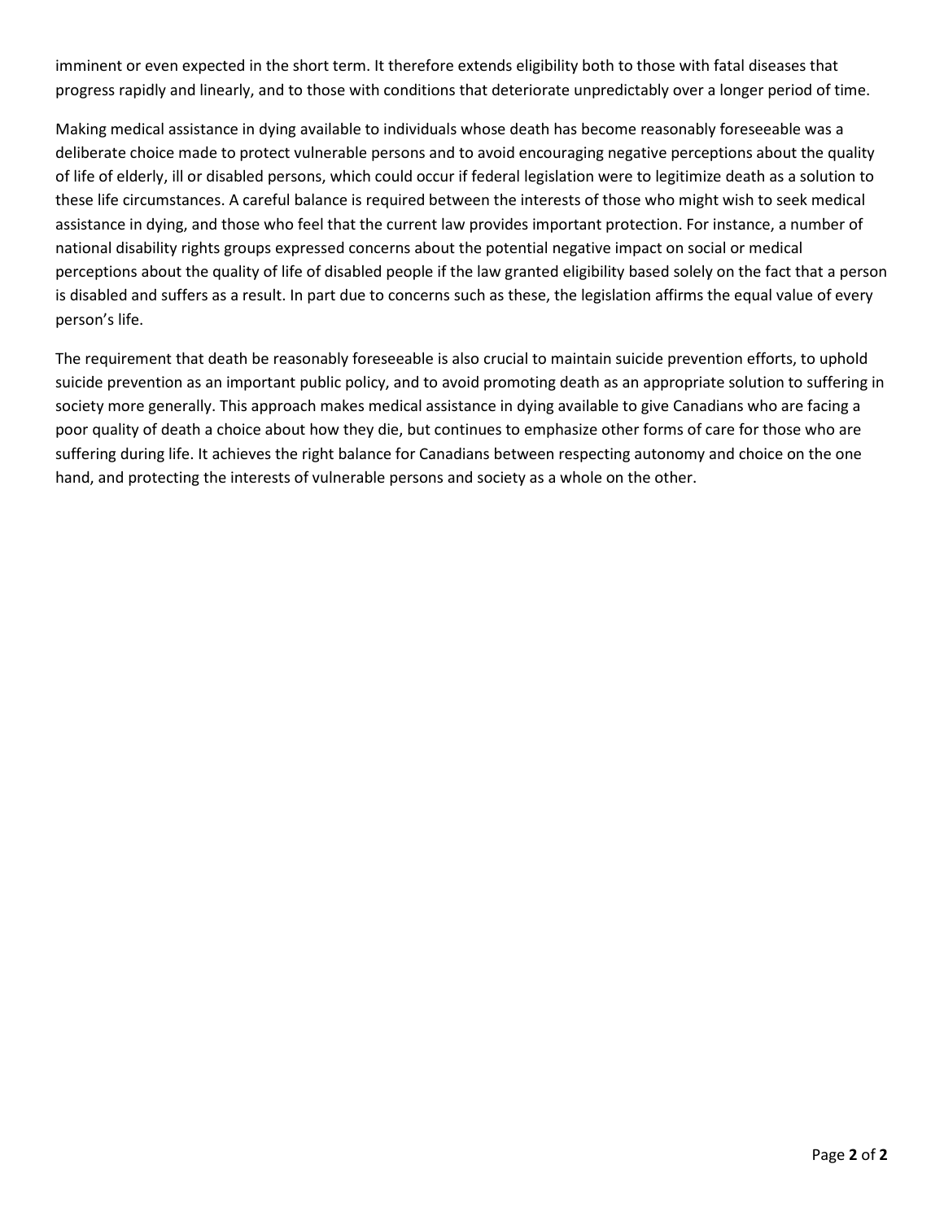imminent or even expected in the short term. It therefore extends eligibility both to those with fatal diseases that progress rapidly and linearly, and to those with conditions that deteriorate unpredictably over a longer period of time.

Making medical assistance in dying available to individuals whose death has become reasonably foreseeable was a deliberate choice made to protect vulnerable persons and to avoid encouraging negative perceptions about the quality of life of elderly, ill or disabled persons, which could occur if federal legislation were to legitimize death as a solution to these life circumstances. A careful balance is required between the interests of those who might wish to seek medical assistance in dying, and those who feel that the current law provides important protection. For instance, a number of national disability rights groups expressed concerns about the potential negative impact on social or medical perceptions about the quality of life of disabled people if the law granted eligibility based solely on the fact that a person is disabled and suffers as a result. In part due to concerns such as these, the legislation affirms the equal value of every person's life.

The requirement that death be reasonably foreseeable is also crucial to maintain suicide prevention efforts, to uphold suicide prevention as an important public policy, and to avoid promoting death as an appropriate solution to suffering in society more generally. This approach makes medical assistance in dying available to give Canadians who are facing a poor quality of death a choice about how they die, but continues to emphasize other forms of care for those who are suffering during life. It achieves the right balance for Canadians between respecting autonomy and choice on the one hand, and protecting the interests of vulnerable persons and society as a whole on the other.